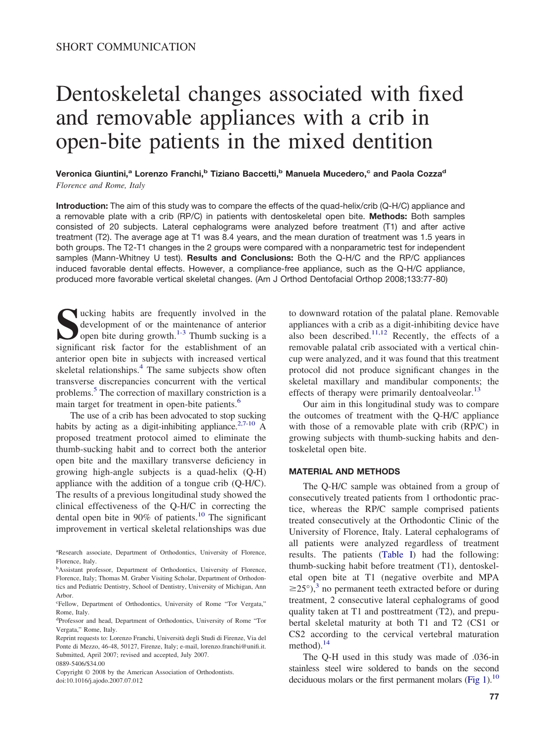SHORT COMMUNICATION

# Dentoskeletal changes associated with fixed and removable appliances with a crib in open-bite patients in the mixed dentition

**Veronica Giuntini,[a] Lorenzo Franchi,[b] Tiziano Baccetti,[b] Manuela Mucedero,[c] and Paola Cozza[d]**
*Florence and Rome, Italy*

**Introduction:** The aim of this study was to compare the effects of the quad-helix/crib (Q-H/C) appliance and a removable plate with a crib (RP/C) in patients with dentoskeletal open bite. **Methods:** Both samples consisted of 20 subjects. Lateral cephalograms were analyzed before treatment (T1) and after active treatment (T2). The average age at T1 was 8.4 years, and the mean duration of treatment was 1.5 years in both groups. The T2-T1 changes in the 2 groups were compared with a nonparametric test for independent samples (Mann-Whitney U test). **Results and Conclusions:** Both the Q-H/C and the RP/C appliances induced favorable dental effects. However, a compliance-free appliance, such as the Q-H/C appliance, produced more favorable vertical skeletal changes. (Am J Orthod Dentofacial Orthop 2008;133:77-80)

Sucking habits are frequently involved in the development of or the maintenance of anterior open bite during growth.[1-3] Thumb sucking is a significant risk factor for the establishment of an anterior open bite in subjects with increased vertical skeletal relationships.[4] The same subjects show often transverse discrepancies concurrent with the vertical problems.[5] The correction of maxillary constriction is a main target for treatment in open-bite patients.[6]

The use of a crib has been advocated to stop sucking habits by acting as a digit-inhibiting appliance.[2,7-10] A proposed treatment protocol aimed to eliminate the thumb-sucking habit and to correct both the anterior open bite and the maxillary transverse deficiency in growing high-angle subjects is a quad-helix (Q-H) appliance with the addition of a tongue crib (Q-H/C). The results of a previous longitudinal study showed the clinical effectiveness of the Q-H/C in correcting the dental open bite in 90% of patients.[10] The significant improvement in vertical skeletal relationships was due to downward rotation of the palatal plane. Removable appliances with a crib as a digit-inhibiting device have also been described.[11,12] Recently, the effects of a removable palatal crib associated with a vertical chin-cup were analyzed, and it was found that this treatment protocol did not produce significant changes in the skeletal maxillary and mandibular components; the effects of therapy were primarily dentoalveolar.[13]

Our aim in this longitudinal study was to compare the outcomes of treatment with the Q-H/C appliance with those of a removable plate with crib (RP/C) in growing subjects with thumb-sucking habits and dentoskeletal open bite.

## MATERIAL AND METHODS

The Q-H/C sample was obtained from a group of consecutively treated patients from 1 orthodontic practice, whereas the RP/C sample comprised patients treated consecutively at the Orthodontic Clinic of the University of Florence, Italy. Lateral cephalograms of all patients were analyzed regardless of treatment results. The patients (Table I) had the following: thumb-sucking habit before treatment (T1), dentoskeletal open bite at T1 (negative overbite and MPA $\geq 25°$),[3] no permanent teeth extracted before or during treatment, 2 consecutive lateral cephalograms of good quality taken at T1 and posttreatment (T2), and prepubertal skeletal maturity at both T1 and T2 (CS1 or CS2 according to the cervical vertebral maturation method).[14]

The Q-H used in this study was made of .036-in stainless steel wire soldered to bands on the second deciduous molars or the first permanent molars (Fig 1).[10]

[a] Research associate, Department of Orthodontics, University of Florence, Florence, Italy.

[b] Assistant professor, Department of Orthodontics, University of Florence, Florence, Italy; Thomas M. Graber Visiting Scholar, Department of Orthodontics and Pediatric Dentistry, School of Dentistry, University of Michigan, Ann Arbor.

[c] Fellow, Department of Orthodontics, University of Rome "Tor Vergata," Rome, Italy.

[d] Professor and head, Department of Orthodontics, University of Rome "Tor Vergata," Rome, Italy.

Reprint requests to: Lorenzo Franchi, Università degli Studi di Firenze, Via del Ponte di Mezzo, 46-48, 50127, Firenze, Italy; e-mail, lorenzo.franchi@unifi.it.

Submitted, April 2007; revised and accepted, July 2007.

0889-5406/$34.00

Copyright © 2008 by the American Association of Orthodontists.

doi:10.1016/j.ajodo.2007.07.012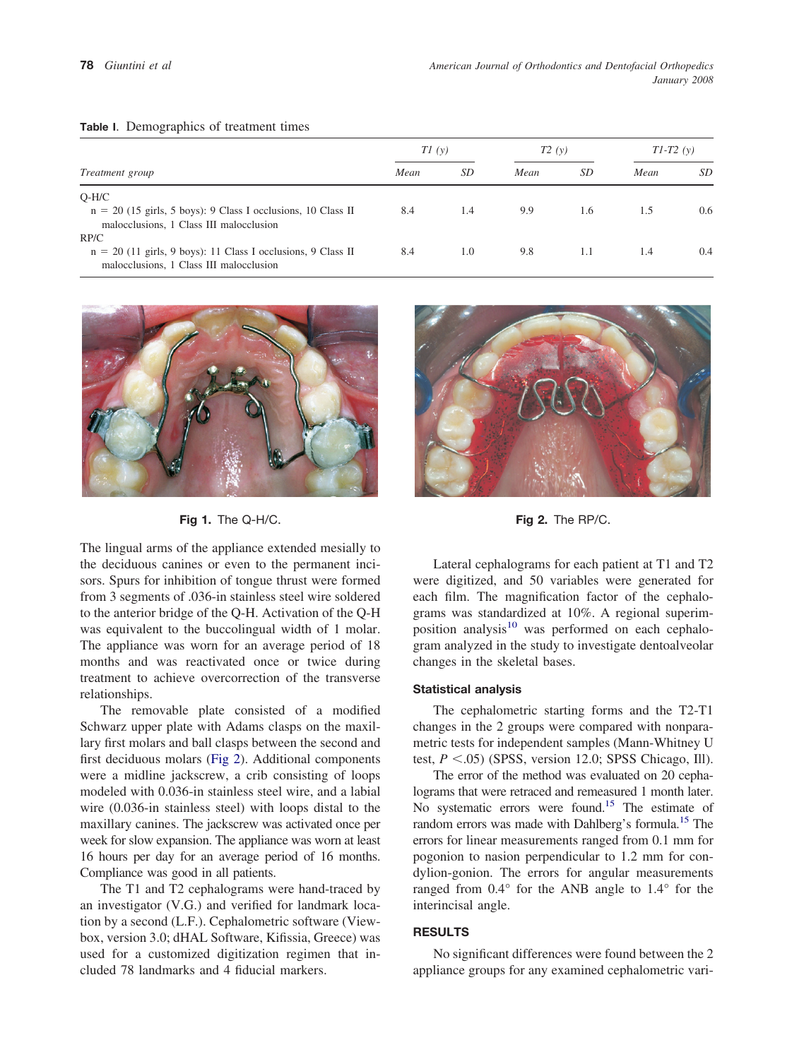**Table I.** Demographics of treatment times

| Treatment group | T1 (y) | | T2 (y) | | T1-T2 (y) | |
|---|---|---|---|---|---|---|
| | Mean | SD | Mean | SD | Mean | SD |
| Q-H/C | | | | | | |
| n = 20 (15 girls, 5 boys): 9 Class I occlusions, 10 Class II malocclusions, 1 Class III malocclusion | 8.4 | 1.4 | 9.9 | 1.6 | 1.5 | 0.6 |
| RP/C | | | | | | |
| n = 20 (11 girls, 9 boys): 11 Class I occlusions, 9 Class II malocclusions, 1 Class III malocclusion | 8.4 | 1.0 | 9.8 | 1.1 | 1.4 | 0.4 |

**Fig 1.** The Q-H/C.

**Fig 2.** The RP/C.

The lingual arms of the appliance extended mesially to the deciduous canines or even to the permanent incisors. Spurs for inhibition of tongue thrust were formed from 3 segments of .036-in stainless steel wire soldered to the anterior bridge of the Q-H. Activation of the Q-H was equivalent to the buccolingual width of 1 molar. The appliance was worn for an average period of 18 months and was reactivated once or twice during treatment to achieve overcorrection of the transverse relationships.

The removable plate consisted of a modified Schwarz upper plate with Adams clasps on the maxillary first molars and ball clasps between the second and first deciduous molars (Fig 2). Additional components were a midline jackscrew, a crib consisting of loops modeled with 0.036-in stainless steel wire, and a labial wire (0.036-in stainless steel) with loops distal to the maxillary canines. The jackscrew was activated once per week for slow expansion. The appliance was worn at least 16 hours per day for an average period of 16 months. Compliance was good in all patients.

The T1 and T2 cephalograms were hand-traced by an investigator (V.G.) and verified for landmark location by a second (L.F.). Cephalometric software (Viewbox, version 3.0; dHAL Software, Kifissia, Greece) was used for a customized digitization regimen that included 78 landmarks and 4 fiducial markers.

Lateral cephalograms for each patient at T1 and T2 were digitized, and 50 variables were generated for each film. The magnification factor of the cephalograms was standardized at 10%. A regional superimposition analysis[10] was performed on each cephalogram analyzed in the study to investigate dentoalveolar changes in the skeletal bases.

### Statistical analysis

The cephalometric starting forms and the T2-T1 changes in the 2 groups were compared with nonparametric tests for independent samples (Mann-Whitney U test, $P < .05$) (SPSS, version 12.0; SPSS Chicago, Ill).

The error of the method was evaluated on 20 cephalograms that were retraced and remeasured 1 month later. No systematic errors were found.[15] The estimate of random errors was made with Dahlberg's formula.[15] The errors for linear measurements ranged from 0.1 mm for pogonion to nasion perpendicular to 1.2 mm for condylion-gonion. The errors for angular measurements ranged from 0.4° for the ANB angle to 1.4° for the interincisal angle.

## RESULTS

No significant differences were found between the 2 appliance groups for any examined cephalometric vari-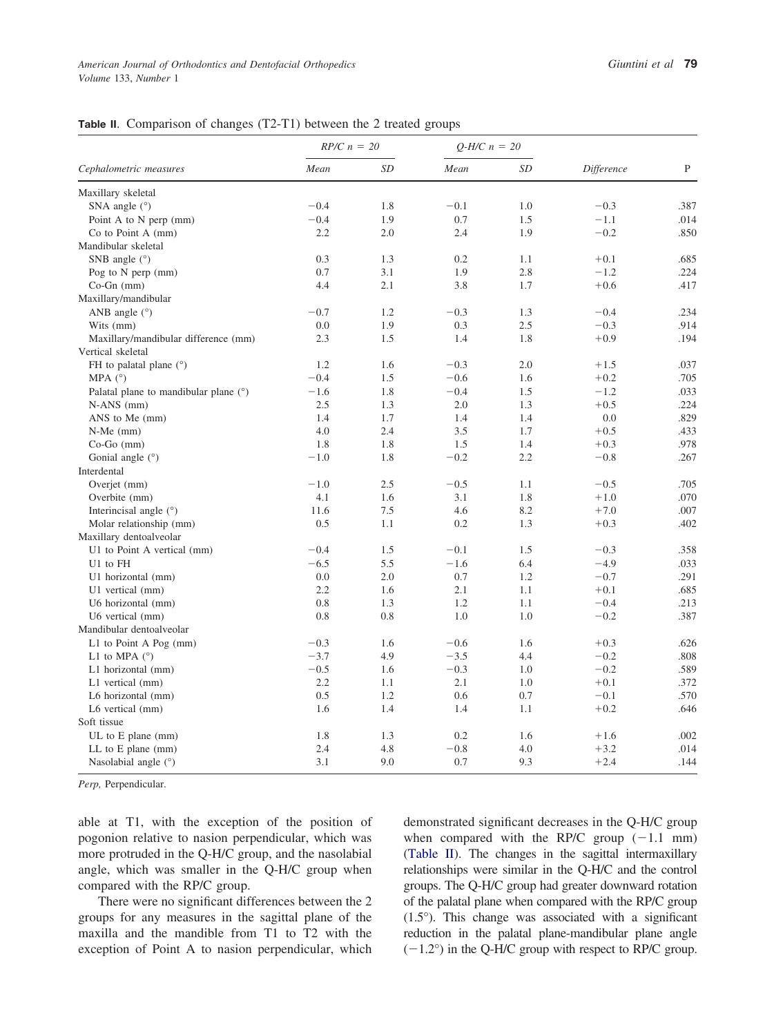**Table II.** Comparison of changes (T2-T1) between the 2 treated groups

| Cephalometric measures | *RP/C n = 20* Mean | SD | *Q-H/C n = 20* Mean | SD | Difference | P |
|---|---|---|---|---|---|---|
| Maxillary skeletal | | | | | | |
| SNA angle (°) | −0.4 | 1.8 | −0.1 | 1.0 | −0.3 | .387 |
| Point A to N perp (mm) | −0.4 | 1.9 | 0.7 | 1.5 | −1.1 | .014 |
| Co to Point A (mm) | 2.2 | 2.0 | 2.4 | 1.9 | −0.2 | .850 |
| Mandibular skeletal | | | | | | |
| SNB angle (°) | 0.3 | 1.3 | 0.2 | 1.1 | +0.1 | .685 |
| Pog to N perp (mm) | 0.7 | 3.1 | 1.9 | 2.8 | −1.2 | .224 |
| Co-Gn (mm) | 4.4 | 2.1 | 3.8 | 1.7 | +0.6 | .417 |
| Maxillary/mandibular | | | | | | |
| ANB angle (°) | −0.7 | 1.2 | −0.3 | 1.3 | −0.4 | .234 |
| Wits (mm) | 0.0 | 1.9 | 0.3 | 2.5 | −0.3 | .914 |
| Maxillary/mandibular difference (mm) | 2.3 | 1.5 | 1.4 | 1.8 | +0.9 | .194 |
| Vertical skeletal | | | | | | |
| FH to palatal plane (°) | 1.2 | 1.6 | −0.3 | 2.0 | +1.5 | .037 |
| MPA (°) | −0.4 | 1.5 | −0.6 | 1.6 | +0.2 | .705 |
| Palatal plane to mandibular plane (°) | −1.6 | 1.8 | −0.4 | 1.5 | −1.2 | .033 |
| N-ANS (mm) | 2.5 | 1.3 | 2.0 | 1.3 | +0.5 | .224 |
| ANS to Me (mm) | 1.4 | 1.7 | 1.4 | 1.4 | 0.0 | .829 |
| N-Me (mm) | 4.0 | 2.4 | 3.5 | 1.7 | +0.5 | .433 |
| Co-Go (mm) | 1.8 | 1.8 | 1.5 | 1.4 | +0.3 | .978 |
| Gonial angle (°) | −1.0 | 1.8 | −0.2 | 2.2 | −0.8 | .267 |
| Interdental | | | | | | |
| Overjet (mm) | −1.0 | 2.5 | −0.5 | 1.1 | −0.5 | .705 |
| Overbite (mm) | 4.1 | 1.6 | 3.1 | 1.8 | +1.0 | .070 |
| Interincisal angle (°) | 11.6 | 7.5 | 4.6 | 8.2 | +7.0 | .007 |
| Molar relationship (mm) | 0.5 | 1.1 | 0.2 | 1.3 | +0.3 | .402 |
| Maxillary dentoalveolar | | | | | | |
| U1 to Point A vertical (mm) | −0.4 | 1.5 | −0.1 | 1.5 | −0.3 | .358 |
| U1 to FH | −6.5 | 5.5 | −1.6 | 6.4 | −4.9 | .033 |
| U1 horizontal (mm) | 0.0 | 2.0 | 0.7 | 1.2 | −0.7 | .291 |
| U1 vertical (mm) | 2.2 | 1.6 | 2.1 | 1.1 | +0.1 | .685 |
| U6 horizontal (mm) | 0.8 | 1.3 | 1.2 | 1.1 | −0.4 | .213 |
| U6 vertical (mm) | 0.8 | 0.8 | 1.0 | 1.0 | −0.2 | .387 |
| Mandibular dentoalveolar | | | | | | |
| L1 to Point A Pog (mm) | −0.3 | 1.6 | −0.6 | 1.6 | +0.3 | .626 |
| L1 to MPA (°) | −3.7 | 4.9 | −3.5 | 4.4 | −0.2 | .808 |
| L1 horizontal (mm) | −0.5 | 1.6 | −0.3 | 1.0 | −0.2 | .589 |
| L1 vertical (mm) | 2.2 | 1.1 | 2.1 | 1.0 | +0.1 | .372 |
| L6 horizontal (mm) | 0.5 | 1.2 | 0.6 | 0.7 | −0.1 | .570 |
| L6 vertical (mm) | 1.6 | 1.4 | 1.4 | 1.1 | +0.2 | .646 |
| Soft tissue | | | | | | |
| UL to E plane (mm) | 1.8 | 1.3 | 0.2 | 1.6 | +1.6 | .002 |
| LL to E plane (mm) | 2.4 | 4.8 | −0.8 | 4.0 | +3.2 | .014 |
| Nasolabial angle (°) | 3.1 | 9.0 | 0.7 | 9.3 | +2.4 | .144 |

*Perp,* Perpendicular.

able at T1, with the exception of the position of pogonion relative to nasion perpendicular, which was more protruded in the Q-H/C group, and the nasolabial angle, which was smaller in the Q-H/C group when compared with the RP/C group.

There were no significant differences between the 2 groups for any measures in the sagittal plane of the maxilla and the mandible from T1 to T2 with the exception of Point A to nasion perpendicular, which demonstrated significant decreases in the Q-H/C group when compared with the RP/C group (−1.1 mm) (Table II). The changes in the sagittal intermaxillary relationships were similar in the Q-H/C and the control groups. The Q-H/C group had greater downward rotation of the palatal plane when compared with the RP/C group (1.5°). This change was associated with a significant reduction in the palatal plane-mandibular plane angle (−1.2°) in the Q-H/C group with respect to RP/C group.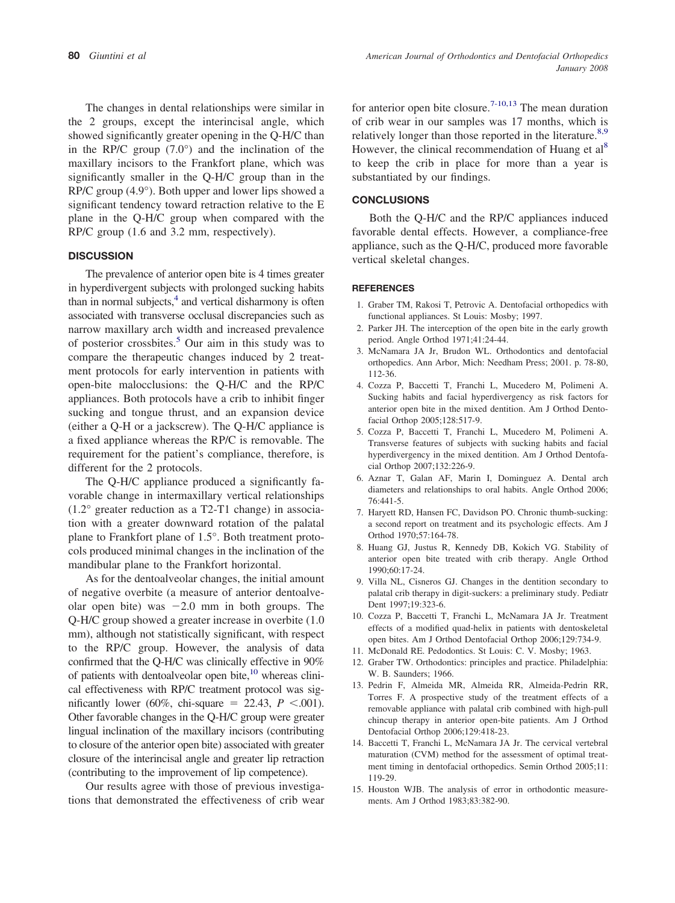The changes in dental relationships were similar in the 2 groups, except the interincisal angle, which showed significantly greater opening in the Q-H/C than in the RP/C group (7.0°) and the inclination of the maxillary incisors to the Frankfort plane, which was significantly smaller in the Q-H/C group than in the RP/C group (4.9°). Both upper and lower lips showed a significant tendency toward retraction relative to the E plane in the Q-H/C group when compared with the RP/C group (1.6 and 3.2 mm, respectively).

## DISCUSSION

The prevalence of anterior open bite is 4 times greater in hyperdivergent subjects with prolonged sucking habits than in normal subjects,[4] and vertical disharmony is often associated with transverse occlusal discrepancies such as narrow maxillary arch width and increased prevalence of posterior crossbites.[5] Our aim in this study was to compare the therapeutic changes induced by 2 treatment protocols for early intervention in patients with open-bite malocclusions: the Q-H/C and the RP/C appliances. Both protocols have a crib to inhibit finger sucking and tongue thrust, and an expansion device (either a Q-H or a jackscrew). The Q-H/C appliance is a fixed appliance whereas the RP/C is removable. The requirement for the patient's compliance, therefore, is different for the 2 protocols.

The Q-H/C appliance produced a significantly favorable change in intermaxillary vertical relationships (1.2° greater reduction as a T2-T1 change) in association with a greater downward rotation of the palatal plane to Frankfort plane of 1.5°. Both treatment protocols produced minimal changes in the inclination of the mandibular plane to the Frankfort horizontal.

As for the dentoalveolar changes, the initial amount of negative overbite (a measure of anterior dentoalveolar open bite) was −2.0 mm in both groups. The Q-H/C group showed a greater increase in overbite (1.0 mm), although not statistically significant, with respect to the RP/C group. However, the analysis of data confirmed that the Q-H/C was clinically effective in 90% of patients with dentoalveolar open bite,[10] whereas clinical effectiveness with RP/C treatment protocol was significantly lower (60%, chi-square = 22.43, $P < .001$). Other favorable changes in the Q-H/C group were greater lingual inclination of the maxillary incisors (contributing to closure of the anterior open bite) associated with greater closure of the interincisal angle and greater lip retraction (contributing to the improvement of lip competence).

Our results agree with those of previous investigations that demonstrated the effectiveness of crib wear for anterior open bite closure.[7-10,13] The mean duration of crib wear in our samples was 17 months, which is relatively longer than those reported in the literature.[8,9] However, the clinical recommendation of Huang et al[8] to keep the crib in place for more than a year is substantiated by our findings.

## CONCLUSIONS

Both the Q-H/C and the RP/C appliances induced favorable dental effects. However, a compliance-free appliance, such as the Q-H/C, produced more favorable vertical skeletal changes.

## REFERENCES

1. Graber TM, Rakosi T, Petrovic A. Dentofacial orthopedics with functional appliances. St Louis: Mosby; 1997.
2. Parker JH. The interception of the open bite in the early growth period. Angle Orthod 1971;41:24-44.
3. McNamara JA Jr, Brudon WL. Orthodontics and dentofacial orthopedics. Ann Arbor, Mich: Needham Press; 2001. p. 78-80, 112-36.
4. Cozza P, Baccetti T, Franchi L, Mucedero M, Polimeni A. Sucking habits and facial hyperdivergency as risk factors for anterior open bite in the mixed dentition. Am J Orthod Dentofacial Orthop 2005;128:517-9.
5. Cozza P, Baccetti T, Franchi L, Mucedero M, Polimeni A. Transverse features of subjects with sucking habits and facial hyperdivergency in the mixed dentition. Am J Orthod Dentofacial Orthop 2007;132:226-9.
6. Aznar T, Galan AF, Marin I, Dominguez A. Dental arch diameters and relationships to oral habits. Angle Orthod 2006; 76:441-5.
7. Haryett RD, Hansen FC, Davidson PO. Chronic thumb-sucking: a second report on treatment and its psychologic effects. Am J Orthod 1970;57:164-78.
8. Huang GJ, Justus R, Kennedy DB, Kokich VG. Stability of anterior open bite treated with crib therapy. Angle Orthod 1990;60:17-24.
9. Villa NL, Cisneros GJ. Changes in the dentition secondary to palatal crib therapy in digit-suckers: a preliminary study. Pediatr Dent 1997;19:323-6.
10. Cozza P, Baccetti T, Franchi L, McNamara JA Jr. Treatment effects of a modified quad-helix in patients with dentoskeletal open bites. Am J Orthod Dentofacial Orthop 2006;129:734-9.
11. McDonald RE. Pedodontics. St Louis: C. V. Mosby; 1963.
12. Graber TW. Orthodontics: principles and practice. Philadelphia: W. B. Saunders; 1966.
13. Pedrin F, Almeida MR, Almeida RR, Almeida-Pedrin RR, Torres F. A prospective study of the treatment effects of a removable appliance with palatal crib combined with high-pull chincup therapy in anterior open-bite patients. Am J Orthod Dentofacial Orthop 2006;129:418-23.
14. Baccetti T, Franchi L, McNamara JA Jr. The cervical vertebral maturation (CVM) method for the assessment of optimal treatment timing in dentofacial orthopedics. Semin Orthod 2005;11: 119-29.
15. Houston WJB. The analysis of error in orthodontic measurements. Am J Orthod 1983;83:382-90.